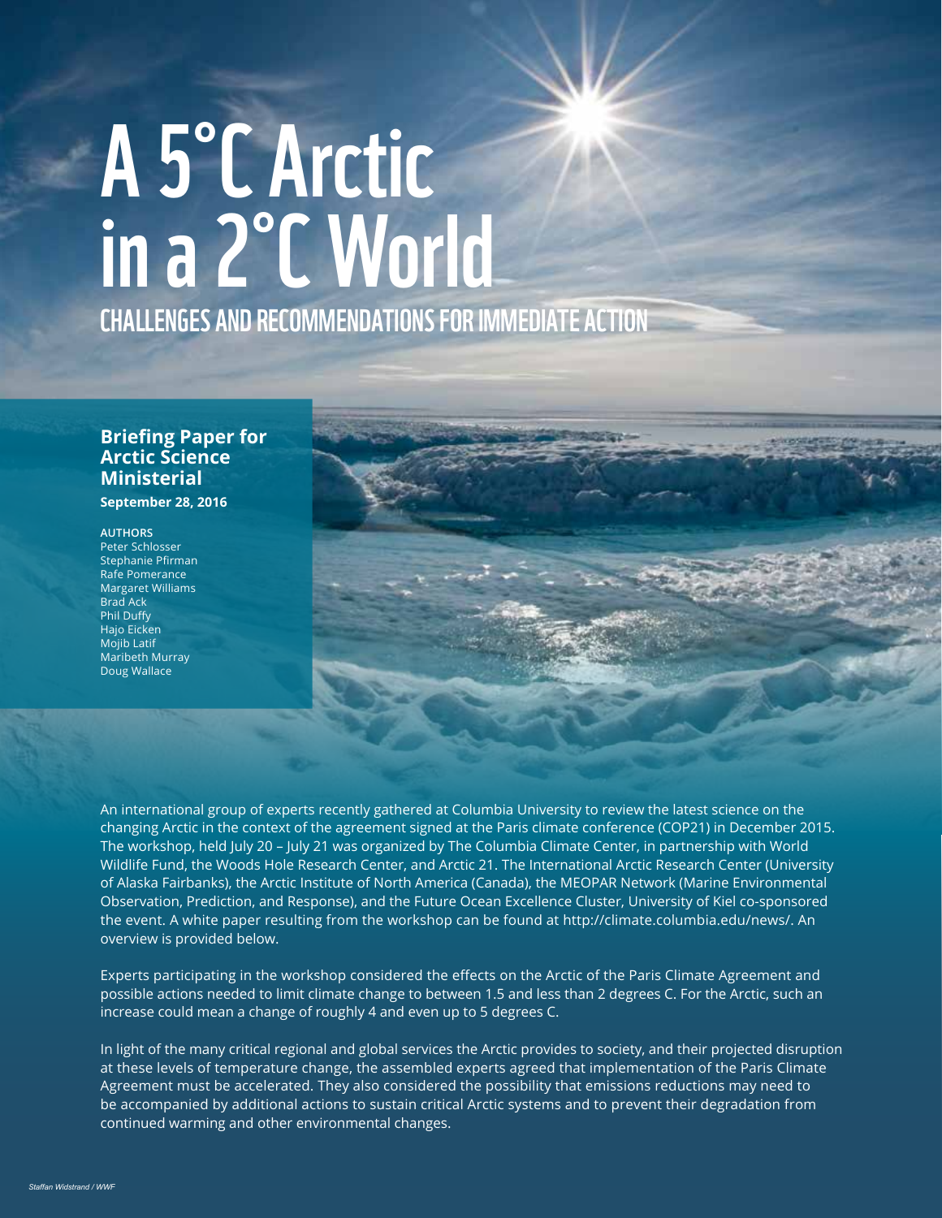# A 5°C Arctic in a 2°C World

## CHALLENGES AND RECOMMENDATIONS FOR IMMEDIATE ACTION

**Briefing Paper for Arctic Science Ministerial**

**September 28, 2016**

**AUTHORS**

Peter Schlosser
Stephanie Pfirman
Rafe Pomerance
Margaret Williams
Brad Ack
Phil Duffy
Hajo Eicken
Mojib Latif
Maribeth Murray
Doug Wallace

An international group of experts recently gathered at Columbia University to review the latest science on the changing Arctic in the context of the agreement signed at the Paris climate conference (COP21) in December 2015. The workshop, held July 20 – July 21 was organized by The Columbia Climate Center, in partnership with World Wildlife Fund, the Woods Hole Research Center, and Arctic 21. The International Arctic Research Center (University of Alaska Fairbanks), the Arctic Institute of North America (Canada), the MEOPAR Network (Marine Environmental Observation, Prediction, and Response), and the Future Ocean Excellence Cluster, University of Kiel co-sponsored the event. A white paper resulting from the workshop can be found at http://climate.columbia.edu/news/. An overview is provided below.

Experts participating in the workshop considered the effects on the Arctic of the Paris Climate Agreement and possible actions needed to limit climate change to between 1.5 and less than 2 degrees C. For the Arctic, such an increase could mean a change of roughly 4 and even up to 5 degrees C.

In light of the many critical regional and global services the Arctic provides to society, and their projected disruption at these levels of temperature change, the assembled experts agreed that implementation of the Paris Climate Agreement must be accelerated. They also considered the possibility that emissions reductions may need to be accompanied by additional actions to sustain critical Arctic systems and to prevent their degradation from continued warming and other environmental changes.

*Staffan Widstrand / WWF*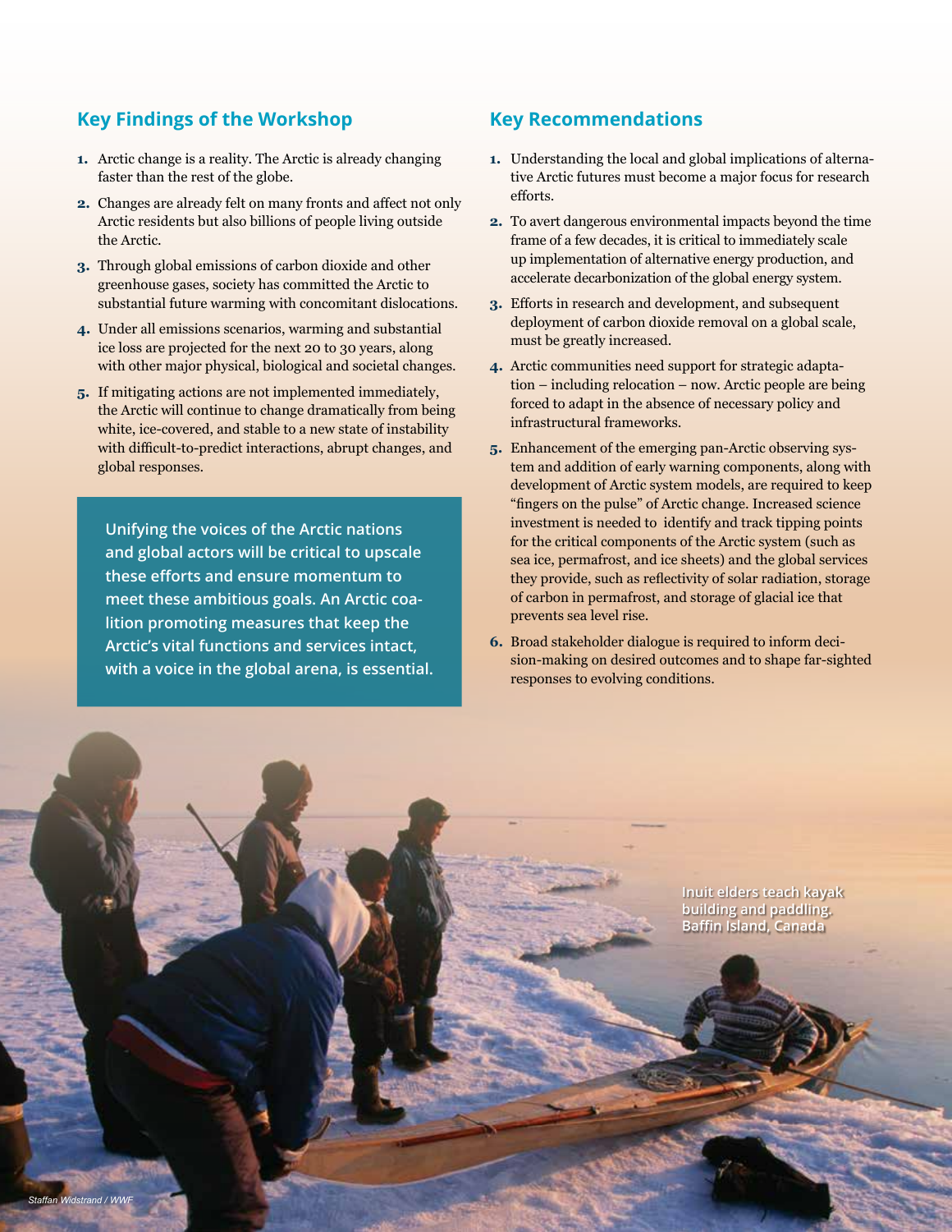## Key Findings of the Workshop

1. Arctic change is a reality. The Arctic is already changing faster than the rest of the globe.
2. Changes are already felt on many fronts and affect not only Arctic residents but also billions of people living outside the Arctic.
3. Through global emissions of carbon dioxide and other greenhouse gases, society has committed the Arctic to substantial future warming with concomitant dislocations.
4. Under all emissions scenarios, warming and substantial ice loss are projected for the next 20 to 30 years, along with other major physical, biological and societal changes.
5. If mitigating actions are not implemented immediately, the Arctic will continue to change dramatically from being white, ice-covered, and stable to a new state of instability with difficult-to-predict interactions, abrupt changes, and global responses.

**Unifying the voices of the Arctic nations and global actors will be critical to upscale these efforts and ensure momentum to meet these ambitious goals. An Arctic coalition promoting measures that keep the Arctic's vital functions and services intact, with a voice in the global arena, is essential.**

## Key Recommendations

1. Understanding the local and global implications of alternative Arctic futures must become a major focus for research efforts.
2. To avert dangerous environmental impacts beyond the time frame of a few decades, it is critical to immediately scale up implementation of alternative energy production, and accelerate decarbonization of the global energy system.
3. Efforts in research and development, and subsequent deployment of carbon dioxide removal on a global scale, must be greatly increased.
4. Arctic communities need support for strategic adaptation – including relocation – now. Arctic people are being forced to adapt in the absence of necessary policy and infrastructural frameworks.
5. Enhancement of the emerging pan-Arctic observing system and addition of early warning components, along with development of Arctic system models, are required to keep "fingers on the pulse" of Arctic change. Increased science investment is needed to identify and track tipping points for the critical components of the Arctic system (such as sea ice, permafrost, and ice sheets) and the global services they provide, such as reflectivity of solar radiation, storage of carbon in permafrost, and storage of glacial ice that prevents sea level rise.
6. Broad stakeholder dialogue is required to inform decision-making on desired outcomes and to shape far-sighted responses to evolving conditions.

Inuit elders teach kayak building and paddling. Baffin Island, Canada

*Staffan Widstrand / WWF*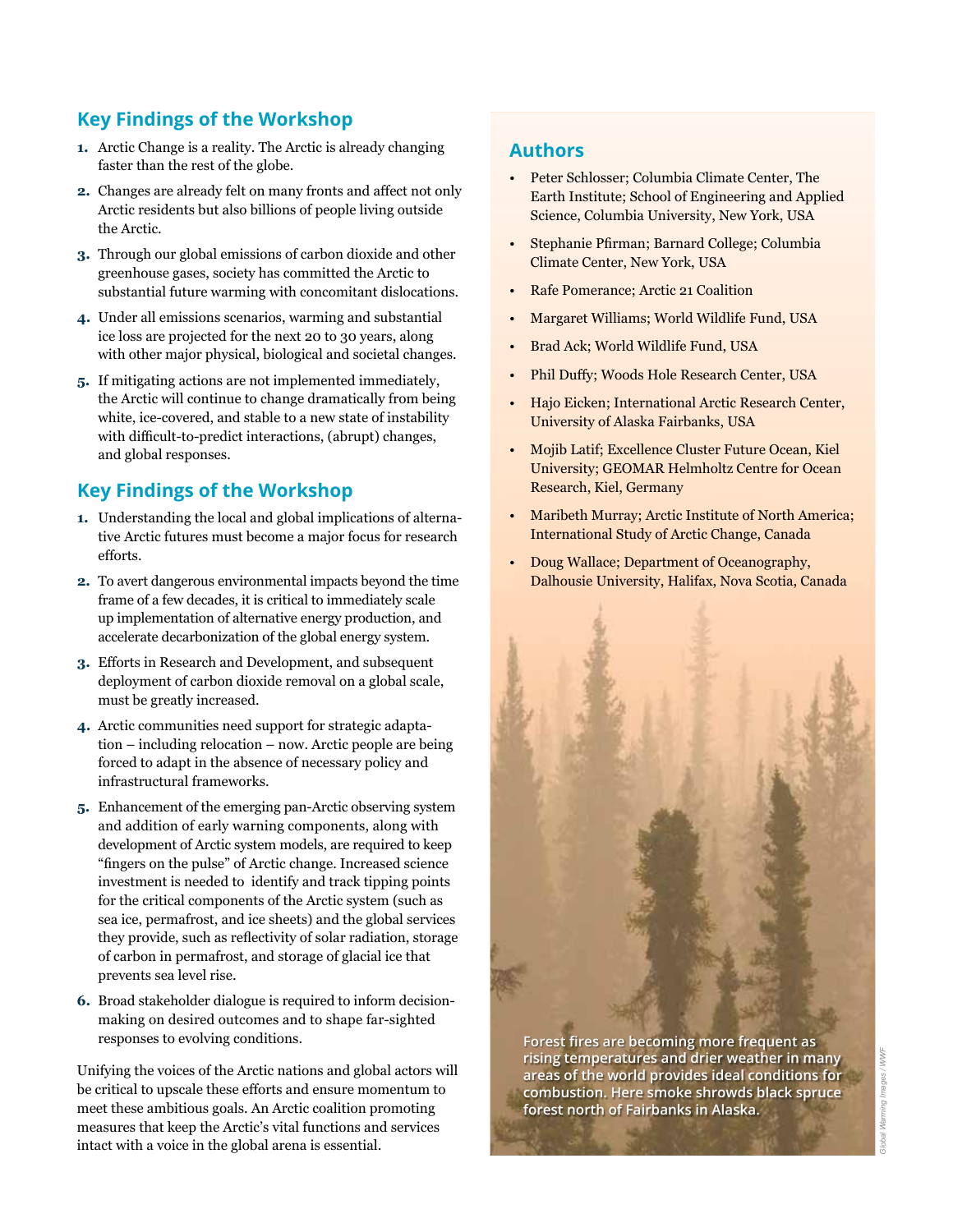## Key Findings of the Workshop

1. Arctic Change is a reality. The Arctic is already changing faster than the rest of the globe.
2. Changes are already felt on many fronts and affect not only Arctic residents but also billions of people living outside the Arctic.
3. Through our global emissions of carbon dioxide and other greenhouse gases, society has committed the Arctic to substantial future warming with concomitant dislocations.
4. Under all emissions scenarios, warming and substantial ice loss are projected for the next 20 to 30 years, along with other major physical, biological and societal changes.
5. If mitigating actions are not implemented immediately, the Arctic will continue to change dramatically from being white, ice-covered, and stable to a new state of instability with difficult-to-predict interactions, (abrupt) changes, and global responses.

## Key Findings of the Workshop

1. Understanding the local and global implications of alternative Arctic futures must become a major focus for research efforts.
2. To avert dangerous environmental impacts beyond the time frame of a few decades, it is critical to immediately scale up implementation of alternative energy production, and accelerate decarbonization of the global energy system.
3. Efforts in Research and Development, and subsequent deployment of carbon dioxide removal on a global scale, must be greatly increased.
4. Arctic communities need support for strategic adaptation – including relocation – now. Arctic people are being forced to adapt in the absence of necessary policy and infrastructural frameworks.
5. Enhancement of the emerging pan-Arctic observing system and addition of early warning components, along with development of Arctic system models, are required to keep "fingers on the pulse" of Arctic change. Increased science investment is needed to identify and track tipping points for the critical components of the Arctic system (such as sea ice, permafrost, and ice sheets) and the global services they provide, such as reflectivity of solar radiation, storage of carbon in permafrost, and storage of glacial ice that prevents sea level rise.
6. Broad stakeholder dialogue is required to inform decision-making on desired outcomes and to shape far-sighted responses to evolving conditions.

Unifying the voices of the Arctic nations and global actors will be critical to upscale these efforts and ensure momentum to meet these ambitious goals. An Arctic coalition promoting measures that keep the Arctic's vital functions and services intact with a voice in the global arena is essential.

## Authors

- Peter Schlosser; Columbia Climate Center, The Earth Institute; School of Engineering and Applied Science, Columbia University, New York, USA
- Stephanie Pfirman; Barnard College; Columbia Climate Center, New York, USA
- Rafe Pomerance; Arctic 21 Coalition
- Margaret Williams; World Wildlife Fund, USA
- Brad Ack; World Wildlife Fund, USA
- Phil Duffy; Woods Hole Research Center, USA
- Hajo Eicken; International Arctic Research Center, University of Alaska Fairbanks, USA
- Mojib Latif; Excellence Cluster Future Ocean, Kiel University; GEOMAR Helmholtz Centre for Ocean Research, Kiel, Germany
- Maribeth Murray; Arctic Institute of North America; International Study of Arctic Change, Canada
- Doug Wallace; Department of Oceanography, Dalhousie University, Halifax, Nova Scotia, Canada

Forest fires are becoming more frequent as rising temperatures and drier weather in many areas of the world provides ideal conditions for combustion. Here smoke shrowds black spruce forest north of Fairbanks in Alaska.

*Global Warming Images / WWF*